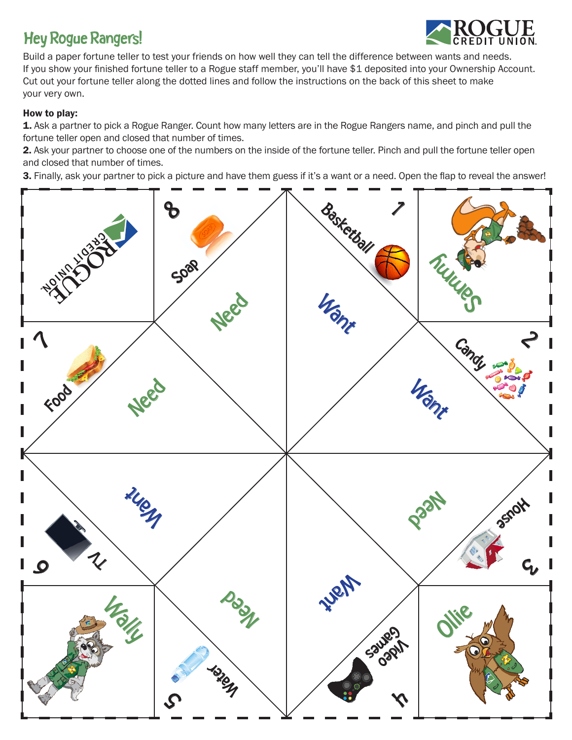# Hey Rogue Rangers!

ROGUE CREDIT UNION

Build a paper fortune teller to test your friends on how well they can tell the difference between wants and needs. If you show your finished fortune teller to a Rogue staff member, you'll have $1 deposited into your Ownership Account. Cut out your fortune teller along the dotted lines and follow the instructions on the back of this sheet to make your very own.

**How to play:**

**1.** Ask a partner to pick a Rogue Ranger. Count how many letters are in the Rogue Rangers name, and pinch and pull the fortune teller open and closed that number of times.

**2.** Ask your partner to choose one of the numbers on the inside of the fortune teller. Pinch and pull the fortune teller open and closed that number of times.

**3.** Finally, ask your partner to pick a picture and have them guess if it's a want or a need. Open the flap to reveal the answer!

ROGUE CREDIT UNION

Sammy

Ollie

Wally

1 Basketball — Want

2 Candy — Want

3 House — Need

4 Video Games — Want

5 Water — Need

6 TV — Want

7 Food — Need

8 Soap — Need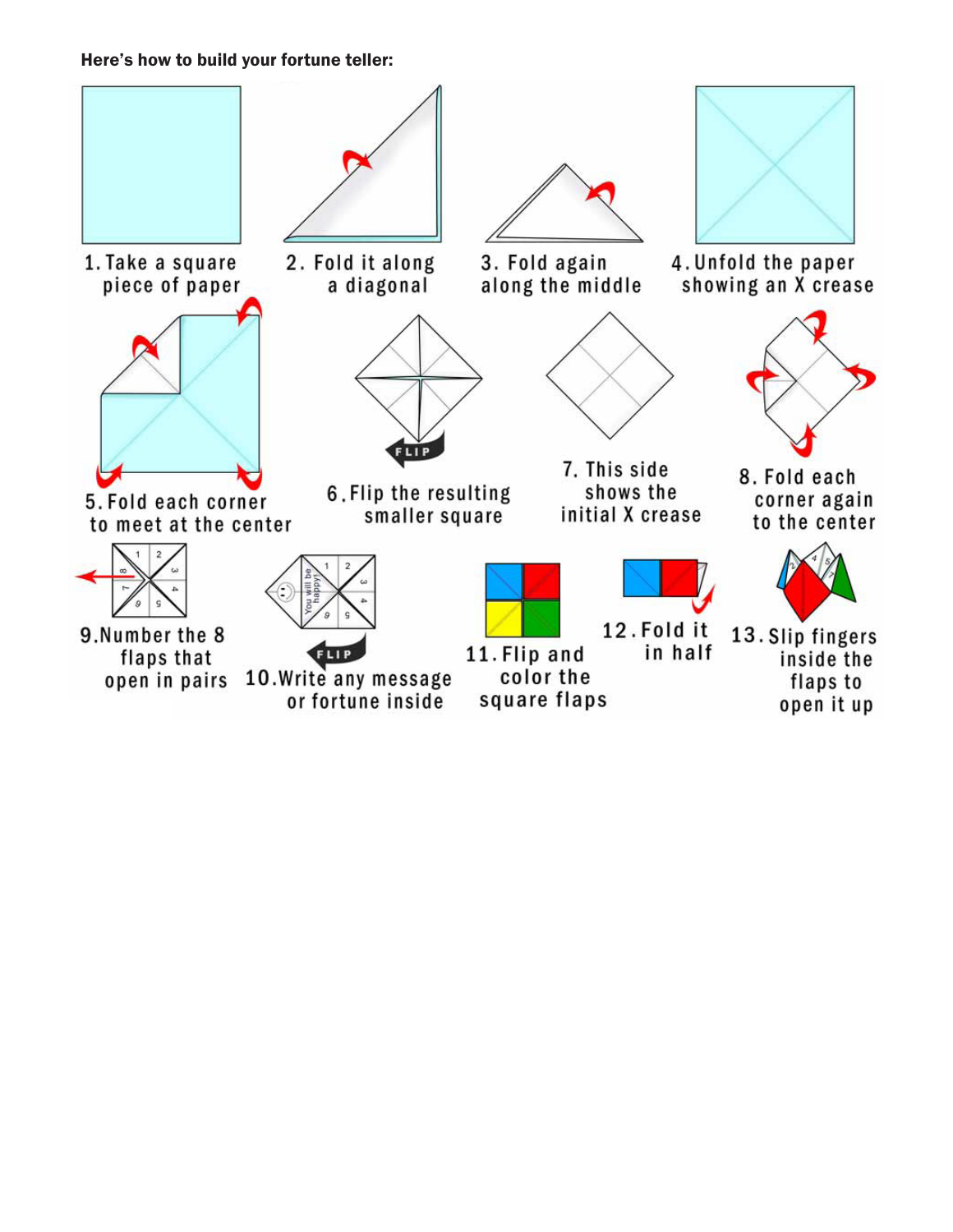**Here's how to build your fortune teller:**

1. Take a square piece of paper
2. Fold it along a diagonal
3. Fold again along the middle
4. Unfold the paper showing an X crease
5. Fold each corner to meet at the center
6. Flip the resulting smaller square
7. This side shows the initial X crease
8. Fold each corner again to the center
9. Number the 8 flaps that open in pairs
10. Write any message or fortune inside
11. Flip and color the square flaps
12. Fold it in half
13. Slip fingers inside the flaps to open it up